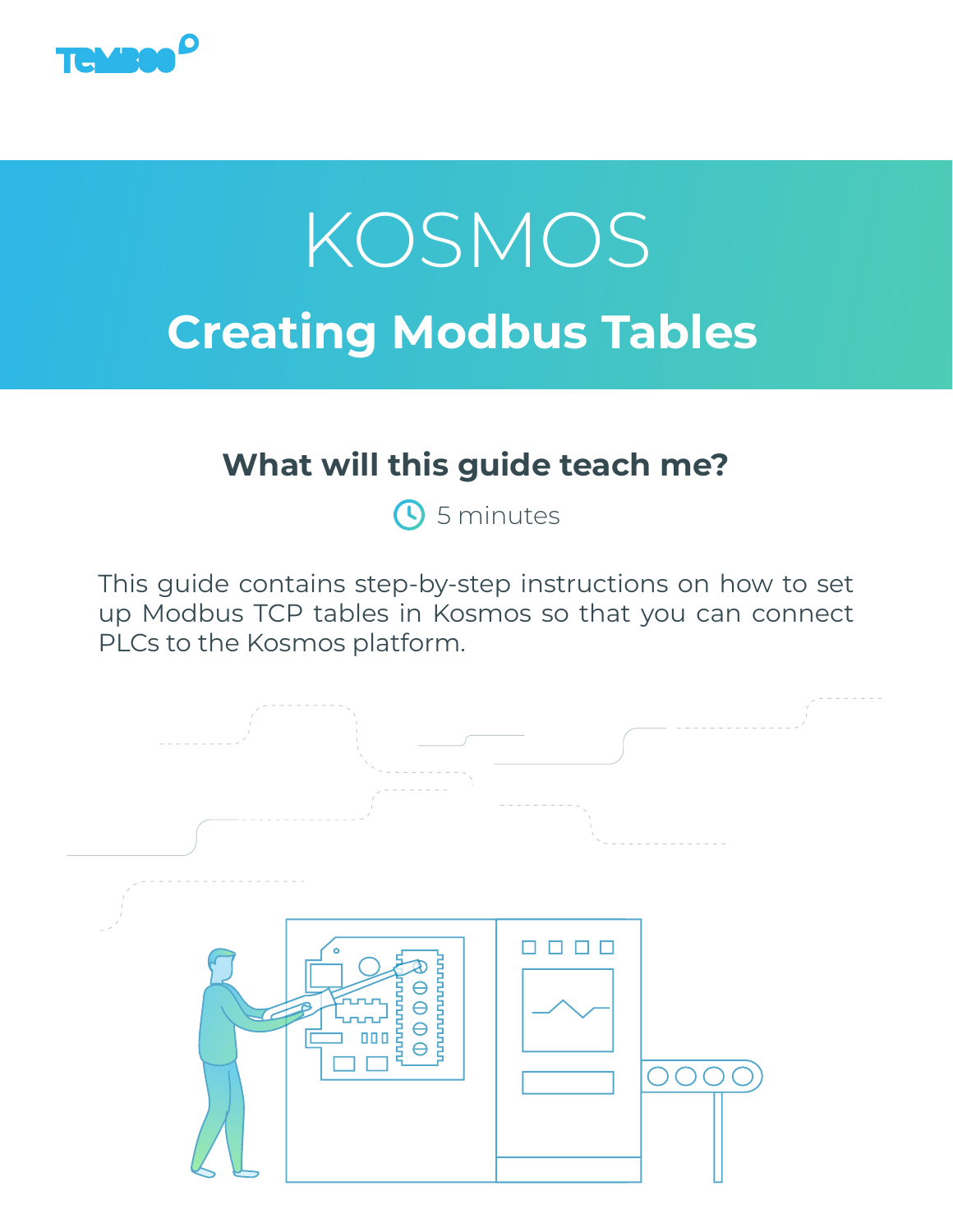# KOSMOS

## Creating Modbus Tables

### What will this guide teach me?

5 minutes

This guide contains step-by-step instructions on how to set up Modbus TCP tables in Kosmos so that you can connect PLCs to the Kosmos platform.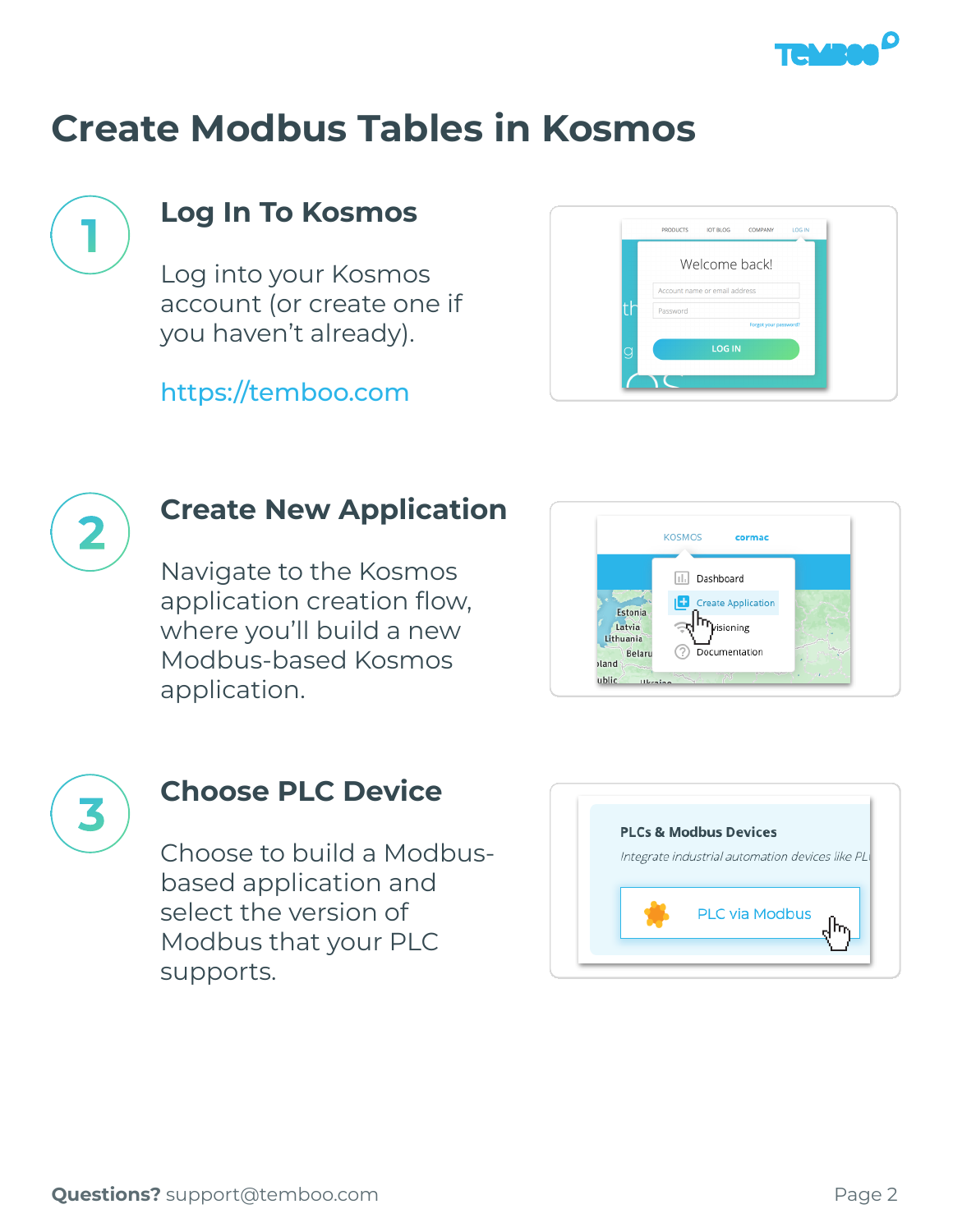# Create Modbus Tables in Kosmos

## 1 Log In To Kosmos

Log into your Kosmos account (or create one if you haven't already).

https://temboo.com

## 2 Create New Application

Navigate to the Kosmos application creation flow, where you'll build a new Modbus-based Kosmos application.

## 3 Choose PLC Device

Choose to build a Modbus-based application and select the version of Modbus that your PLC supports.

**Questions?** support@temboo.com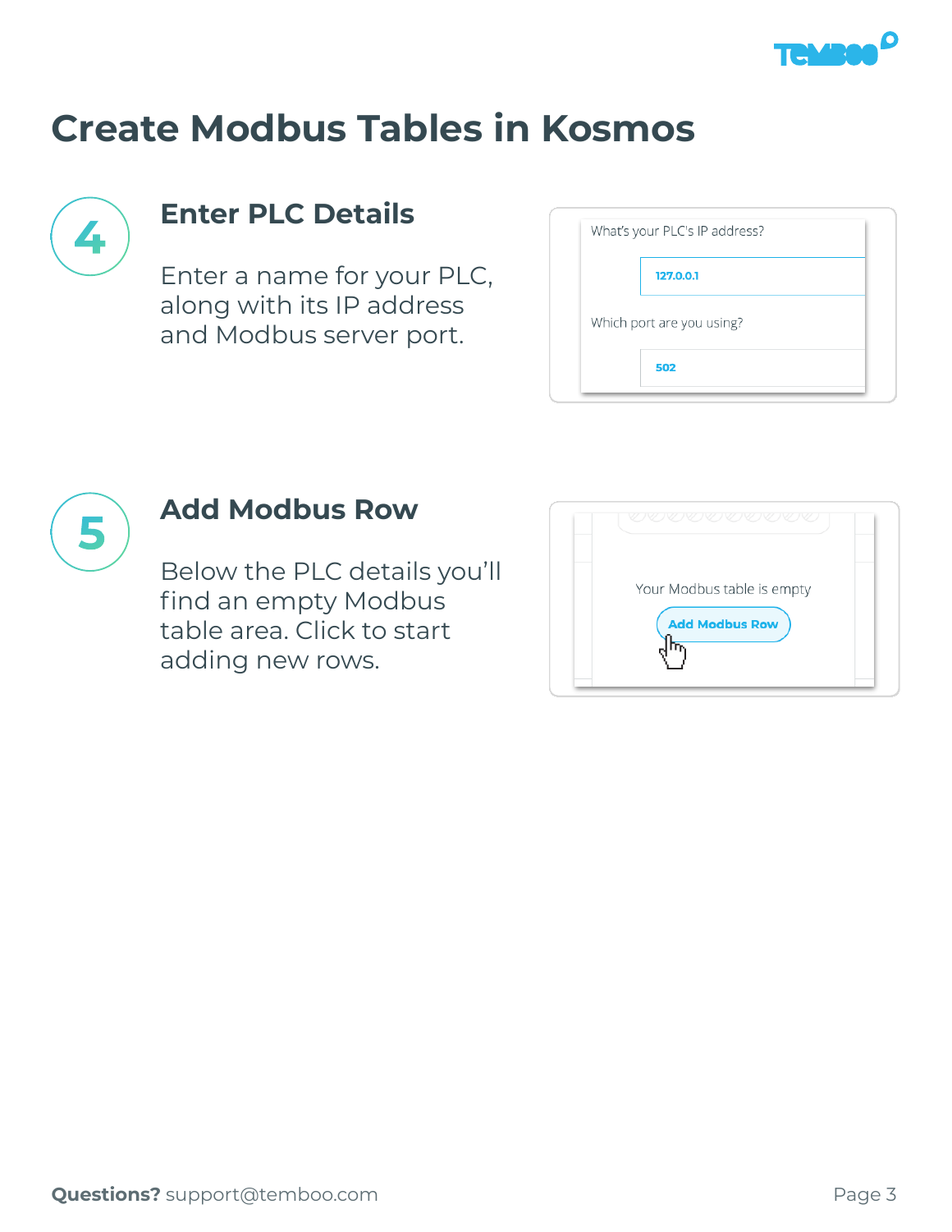# Create Modbus Tables in Kosmos

## 4

### Enter PLC Details

Enter a name for your PLC, along with its IP address and Modbus server port.

What's your PLC's IP address?

127.0.0.1

Which port are you using?

502

## 5

### Add Modbus Row

Below the PLC details you'll find an empty Modbus table area. Click to start adding new rows.

Your Modbus table is empty

Add Modbus Row

**Questions?** support@temboo.com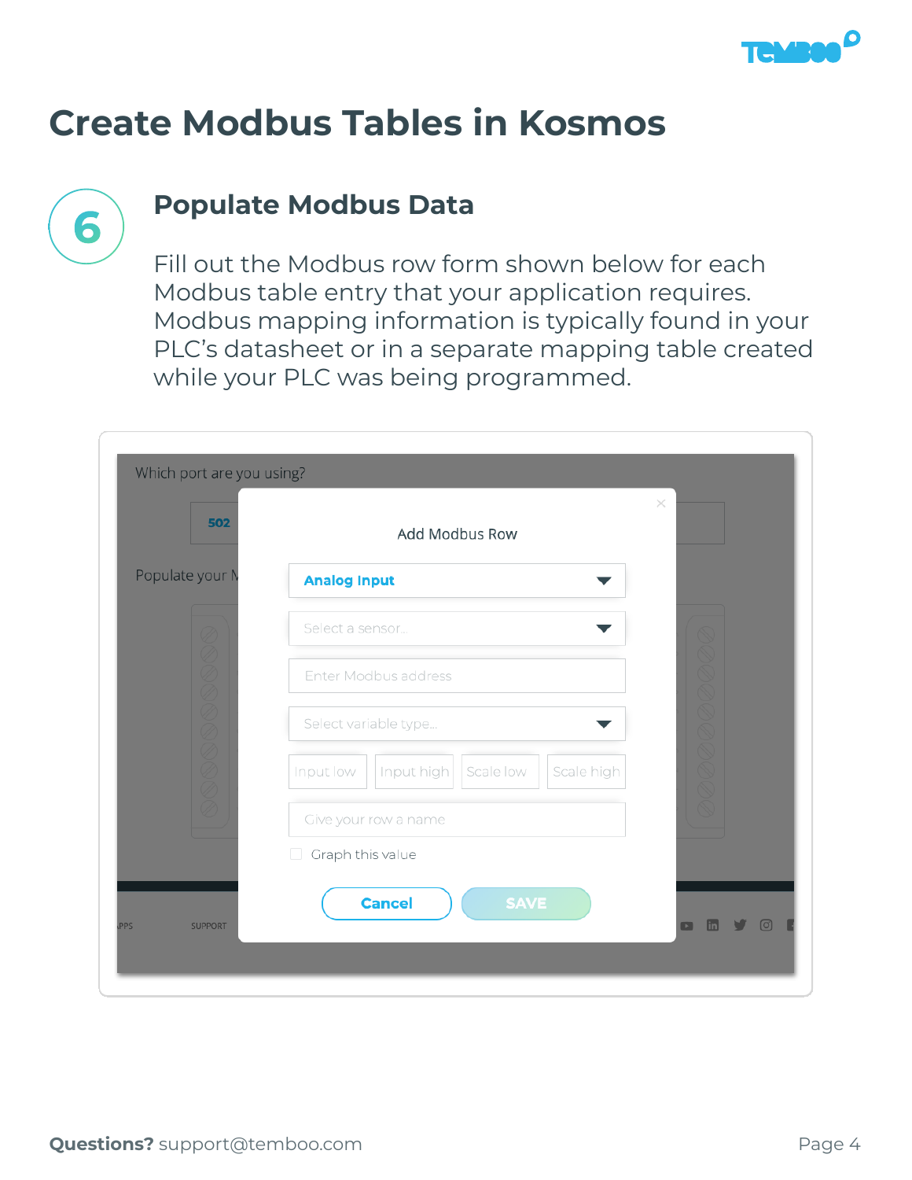# Create Modbus Tables in Kosmos

## 6 Populate Modbus Data

Fill out the Modbus row form shown below for each Modbus table entry that your application requires. Modbus mapping information is typically found in your PLC's datasheet or in a separate mapping table created while your PLC was being programmed.

**Questions?** support@temboo.com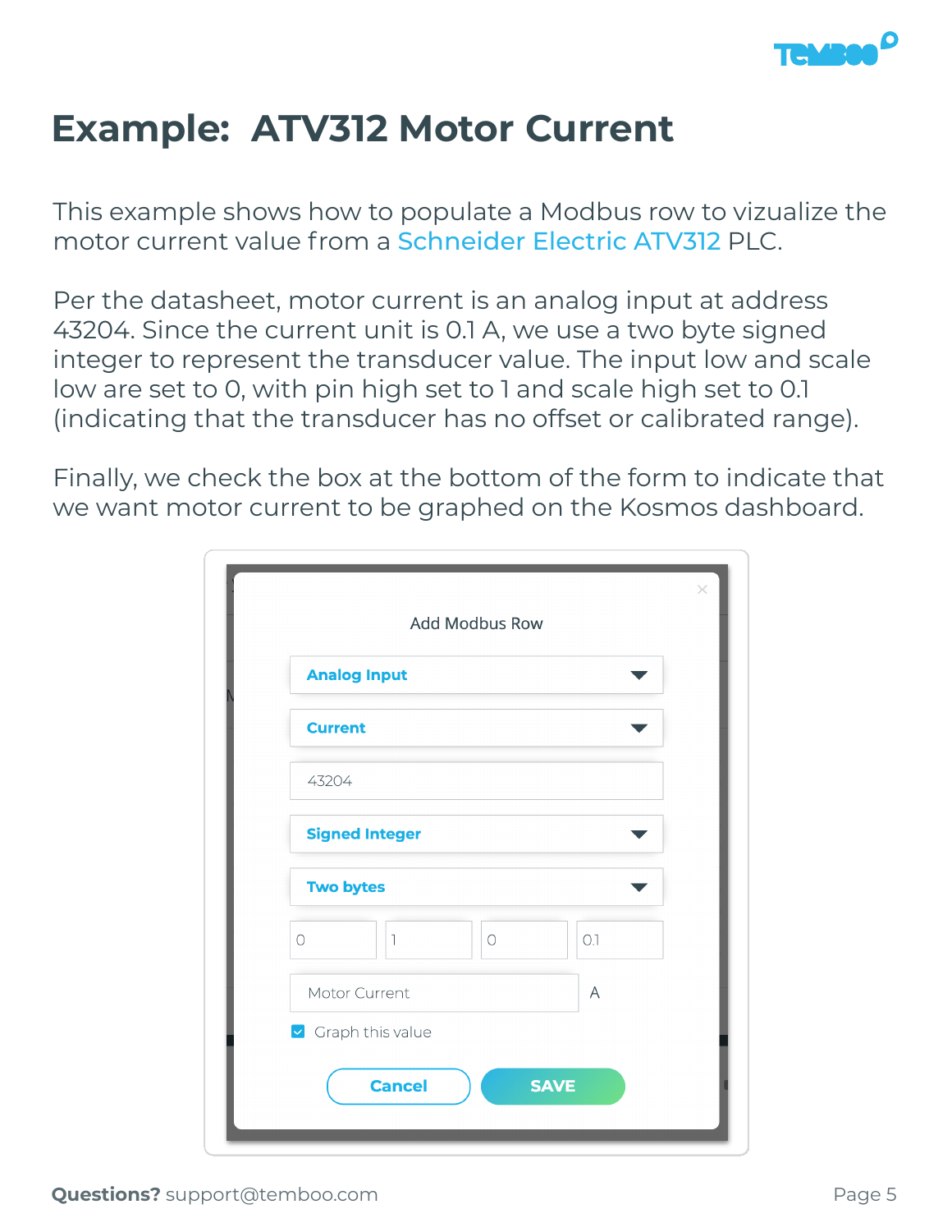# Example: ATV312 Motor Current

This example shows how to populate a Modbus row to vizualize the motor current value from a Schneider Electric ATV312 PLC.

Per the datasheet, motor current is an analog input at address 43204. Since the current unit is 0.1 A, we use a two byte signed integer to represent the transducer value. The input low and scale low are set to 0, with pin high set to 1 and scale high set to 0.1 (indicating that the transducer has no offset or calibrated range).

Finally, we check the box at the bottom of the form to indicate that we want motor current to be graphed on the Kosmos dashboard.

Add Modbus Row

- Analog Input
- Current
- 43204
- Signed Integer
- Two bytes
- 0 | 1 | 0 | 0.1
- Motor Current | A
- [x] Graph this value

Cancel | SAVE

**Questions?** support@temboo.com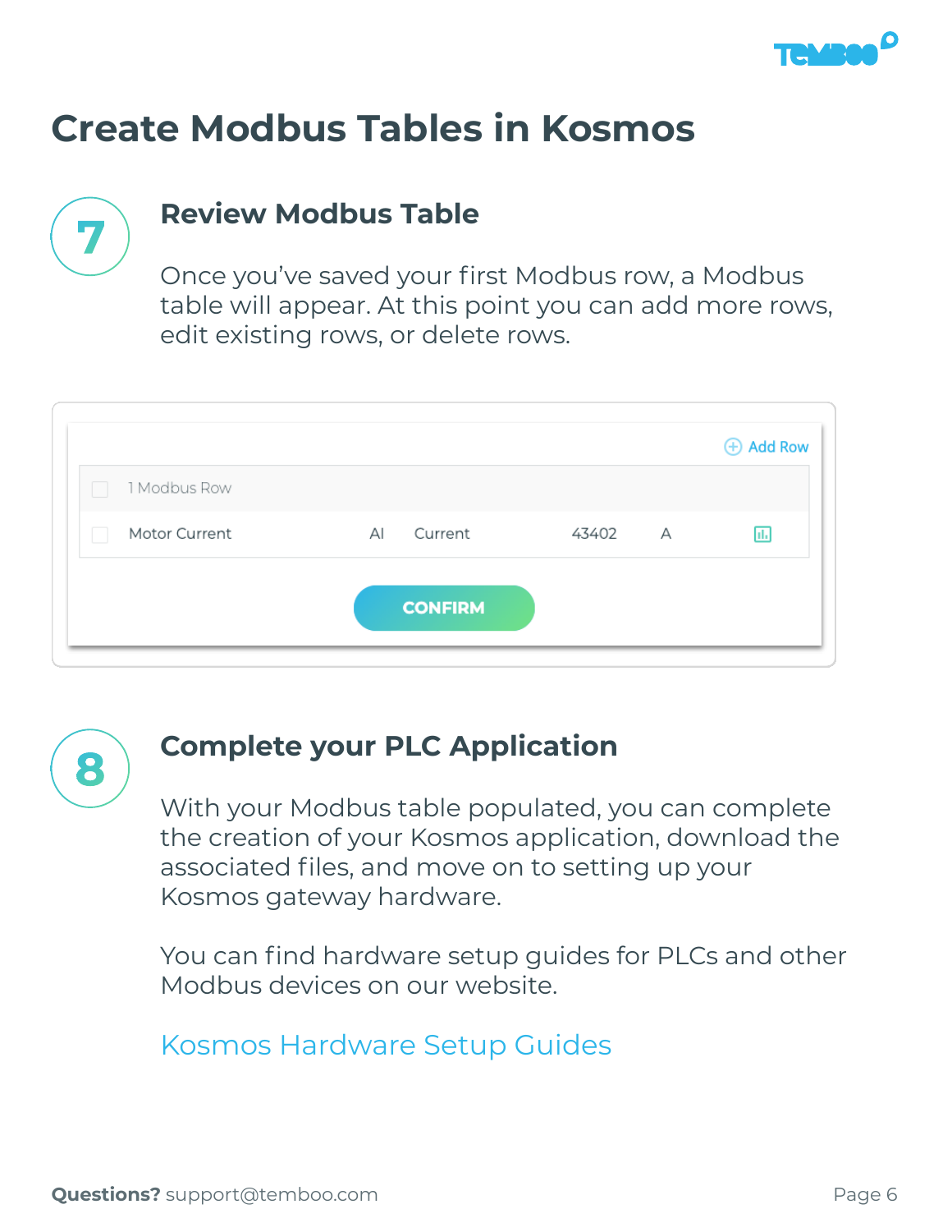# Create Modbus Tables in Kosmos

## 7 Review Modbus Table

Once you've saved your first Modbus row, a Modbus table will appear. At this point you can add more rows, edit existing rows, or delete rows.

| 1 Modbus Row | | | | |
|---|---|---|---|---|
| Motor Current | AI | Current | 43402 | A |

Add Row

CONFIRM

## 8 Complete your PLC Application

With your Modbus table populated, you can complete the creation of your Kosmos application, download the associated files, and move on to setting up your Kosmos gateway hardware.

You can find hardware setup guides for PLCs and other Modbus devices on our website.

Kosmos Hardware Setup Guides

**Questions?** support@temboo.com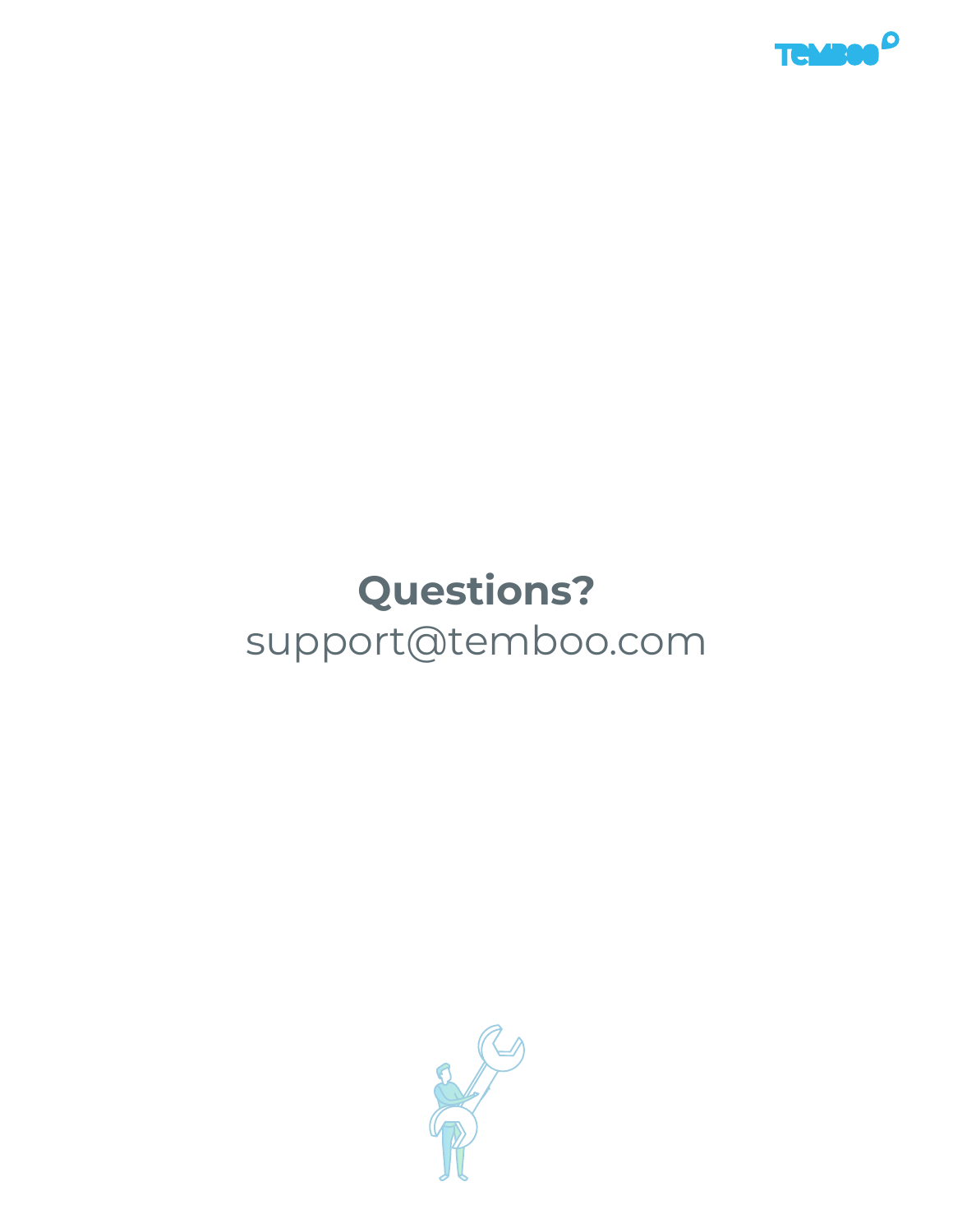**Questions?**

support@temboo.com